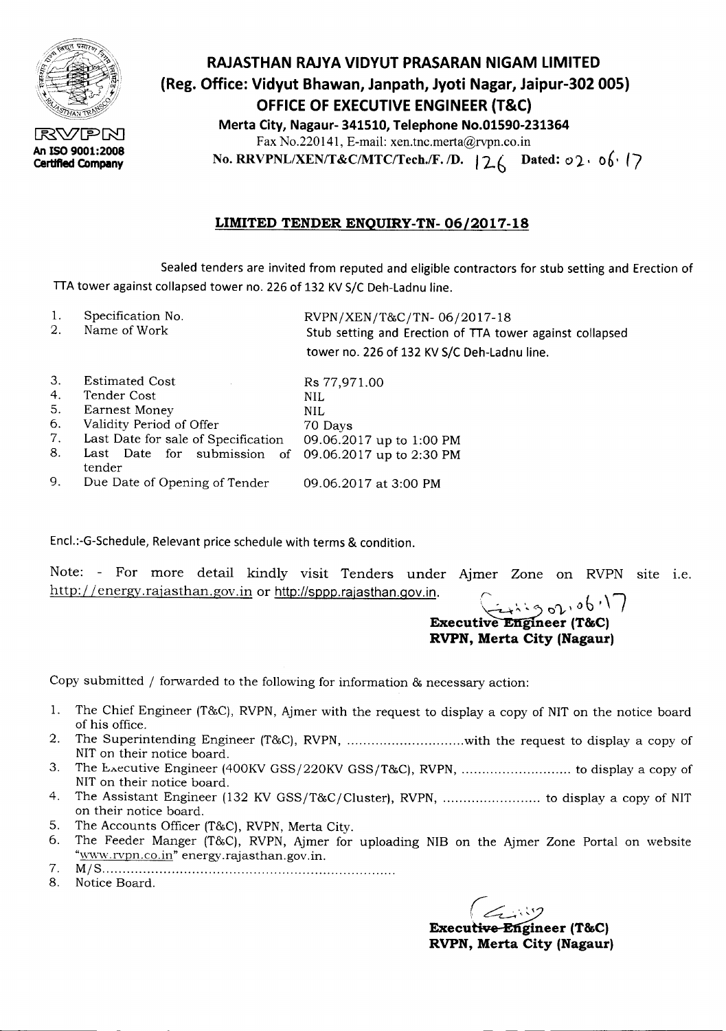RVPN
An ISO 9001:2008 Certified Company

# RAJASTHAN RAJYA VIDYUT PRASARAN NIGAM LIMITED

## (Reg. Office: Vidyut Bhawan, Janpath, Jyoti Nagar, Jaipur-302 005)

## OFFICE OF EXECUTIVE ENGINEER (T&C)

**Merta City, Nagaur- 341510, Telephone No.01590-231364**

Fax No.220141, E-mail: xen.tnc.merta@rvpn.co.in

**No. RRVPNL/XEN/T&C/MTC/Tech./F. /D. 126 Dated: 02. 06. 17**

### LIMITED TENDER ENQUIRY-TN- 06/2017-18

Sealed tenders are invited from reputed and eligible contractors for stub setting and Erection of TTA tower against collapsed tower no. 226 of 132 KV S/C Deh-Ladnu line.

| | | |
|---|---|---|
| 1. | Specification No. | RVPN/XEN/T&C/TN- 06/2017-18 |
| 2. | Name of Work | Stub setting and Erection of TTA tower against collapsed tower no. 226 of 132 KV S/C Deh-Ladnu line. |
| 3. | Estimated Cost | Rs 77,971.00 |
| 4. | Tender Cost | NIL |
| 5. | Earnest Money | NIL |
| 6. | Validity Period of Offer | 70 Days |
| 7. | Last Date for sale of Specification | 09.06.2017 up to 1:00 PM |
| 8. | Last Date for submission of tender | 09.06.2017 up to 2:30 PM |
| 9. | Due Date of Opening of Tender | 09.06.2017 at 3:00 PM |

Encl.:-G-Schedule, Relevant price schedule with terms & condition.

Note: - For more detail kindly visit Tenders under Ajmer Zone on RVPN site i.e. http://energy.rajasthan.gov.in or http://sppp.rajasthan.gov.in.

Sd/- 02.06.17

**Executive Engineer (T&C)**
**RVPN, Merta City (Nagaur)**

Copy submitted / forwarded to the following for information & necessary action:

1. The Chief Engineer (T&C), RVPN, Ajmer with the request to display a copy of NIT on the notice board of his office.
2. The Superintending Engineer (T&C), RVPN, ............................with the request to display a copy of NIT on their notice board.
3. The Executive Engineer (400KV GSS/220KV GSS/T&C), RVPN, .......................... to display a copy of NIT on their notice board.
4. The Assistant Engineer (132 KV GSS/T&C/Cluster), RVPN, ........................ to display a copy of NIT on their notice board.
5. The Accounts Officer (T&C), RVPN, Merta City.
6. The Feeder Manger (T&C), RVPN, Ajmer for uploading NIB on the Ajmer Zone Portal on website "www.rvpn.co.in" energy.rajasthan.gov.in.
7. M/S.......................................................................
8. Notice Board.

Sd/-

**Executive Engineer (T&C)**
**RVPN, Merta City (Nagaur)**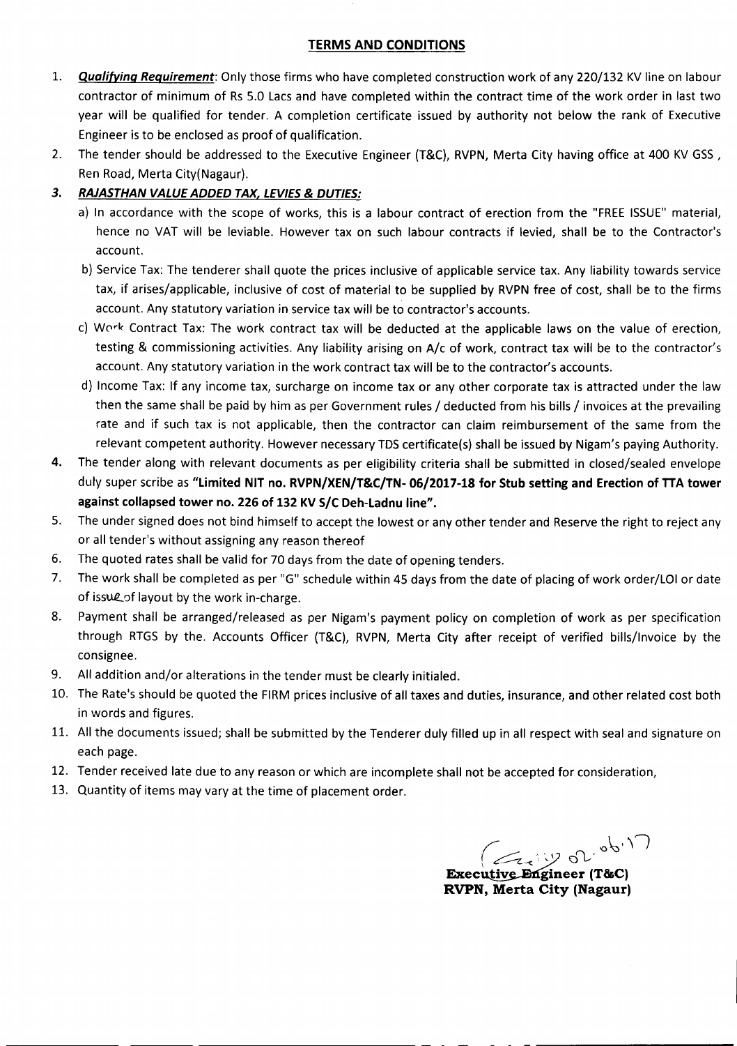## TERMS AND CONDITIONS

1. ***Qualifying Requirement***: Only those firms who have completed construction work of any 220/132 KV line on labour contractor of minimum of Rs 5.0 Lacs and have completed within the contract time of the work order in last two year will be qualified for tender. A completion certificate issued by authority not below the rank of Executive Engineer is to be enclosed as proof of qualification.
2. The tender should be addressed to the Executive Engineer (T&C), RVPN, Merta City having office at 400 KV GSS , Ren Road, Merta City(Nagaur).
3. ***RAJASTHAN VALUE ADDED TAX, LEVIES & DUTIES:***
   a) In accordance with the scope of works, this is a labour contract of erection from the "FREE ISSUE" material, hence no VAT will be leviable. However tax on such labour contracts if levied, shall be to the Contractor's account.
   b) Service Tax: The tenderer shall quote the prices inclusive of applicable service tax. Any liability towards service tax, if arises/applicable, inclusive of cost of material to be supplied by RVPN free of cost, shall be to the firms account. Any statutory variation in service tax will be to contractor's accounts.
   c) Work Contract Tax: The work contract tax will be deducted at the applicable laws on the value of erection, testing & commissioning activities. Any liability arising on A/c of work, contract tax will be to the contractor's account. Any statutory variation in the work contract tax will be to the contractor's accounts.
   d) Income Tax: If any income tax, surcharge on income tax or any other corporate tax is attracted under the law then the same shall be paid by him as per Government rules / deducted from his bills / invoices at the prevailing rate and if such tax is not applicable, then the contractor can claim reimbursement of the same from the relevant competent authority. However necessary TDS certificate(s) shall be issued by Nigam's paying Authority.
4. The tender along with relevant documents as per eligibility criteria shall be submitted in closed/sealed envelope duly super scribe as **"Limited NIT no. RVPN/XEN/T&C/TN- 06/2017-18 for Stub setting and Erection of TTA tower against collapsed tower no. 226 of 132 KV S/C Deh-Ladnu line".**
5. The under signed does not bind himself to accept the lowest or any other tender and Reserve the right to reject any or all tender's without assigning any reason thereof
6. The quoted rates shall be valid for 70 days from the date of opening tenders.
7. The work shall be completed as per "G" schedule within 45 days from the date of placing of work order/LOI or date of issue of layout by the work in-charge.
8. Payment shall be arranged/released as per Nigam's payment policy on completion of work as per specification through RTGS by the. Accounts Officer (T&C), RVPN, Merta City after receipt of verified bills/Invoice by the consignee.
9. All addition and/or alterations in the tender must be clearly initialed.
10. The Rate's should be quoted the FIRM prices inclusive of all taxes and duties, insurance, and other related cost both in words and figures.
11. All the documents issued; shall be submitted by the Tenderer duly filled up in all respect with seal and signature on each page.
12. Tender received late due to any reason or which are incomplete shall not be accepted for consideration,
13. Quantity of items may vary at the time of placement order.

02.06.17

**Executive Engineer (T&C)**
**RVPN, Merta City (Nagaur)**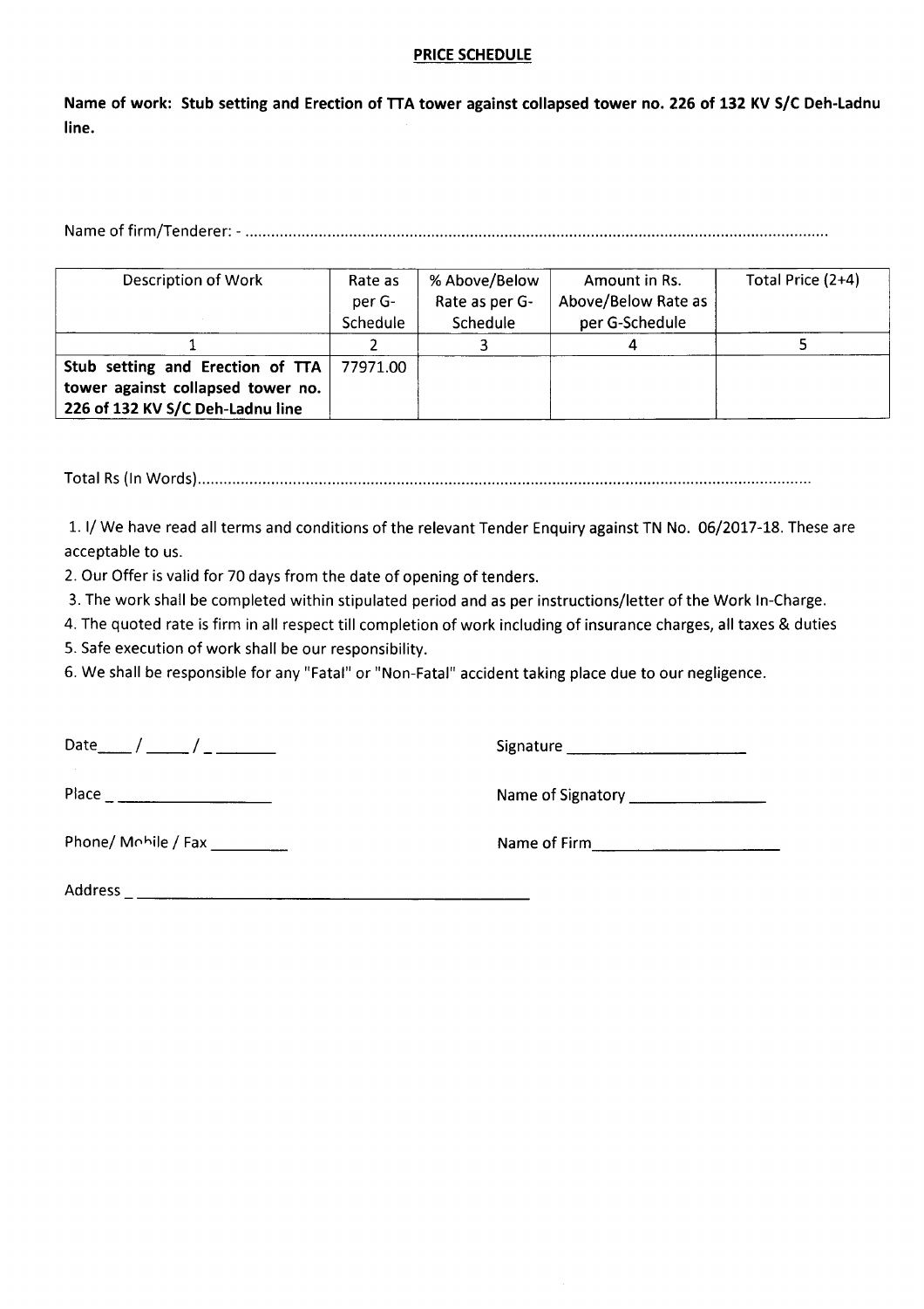## PRICE SCHEDULE

**Name of work: Stub setting and Erection of TTA tower against collapsed tower no. 226 of 132 KV S/C Deh-Ladnu line.**

Name of firm/Tenderer: - ..................................................................................................................................

| Description of Work | Rate as per G-Schedule | % Above/Below Rate as per G-Schedule | Amount in Rs. Above/Below Rate as per G-Schedule | Total Price (2+4) |
|---|---|---|---|---|
| 1 | 2 | 3 | 4 | 5 |
| **Stub setting and Erection of TTA tower against collapsed tower no. 226 of 132 KV S/C Deh-Ladnu line** | 77971.00 | | | |

Total Rs (In Words).........................................................................................................................................

1. I/ We have read all terms and conditions of the relevant Tender Enquiry against TN No. 06/2017-18. These are acceptable to us.
2. Our Offer is valid for 70 days from the date of opening of tenders.
3. The work shall be completed within stipulated period and as per instructions/letter of the Work In-Charge.
4. The quoted rate is firm in all respect till completion of work including of insurance charges, all taxes & duties
5. Safe execution of work shall be our responsibility.
6. We shall be responsible for any "Fatal" or "Non-Fatal" accident taking place due to our negligence.

Date____ / _____ / _ _______

Signature ____________________

Place _ __________________

Name of Signatory ________________

Phone/ Mobile / Fax _________

Name of Firm______________________

Address _ _____________________________________________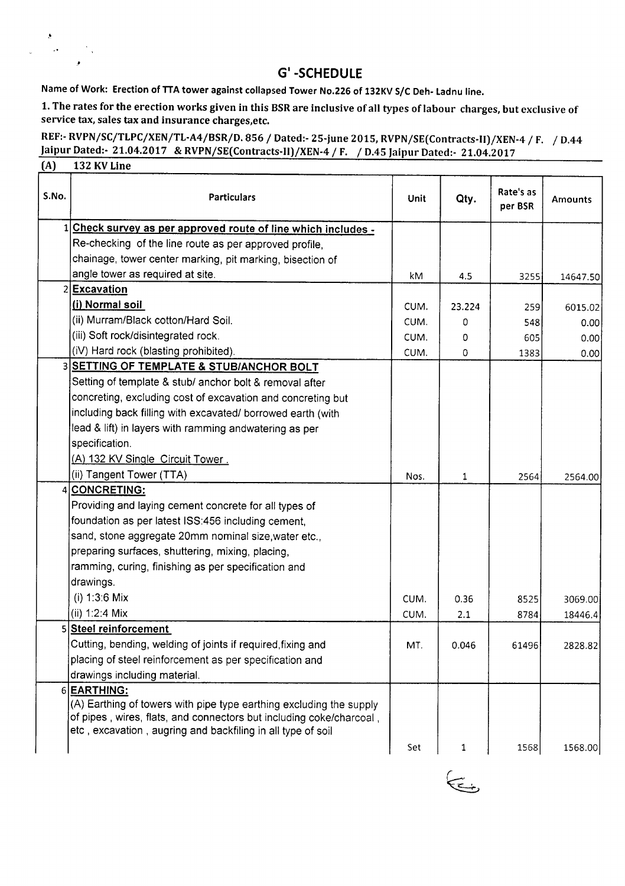## G' -SCHEDULE

**Name of Work: Erection of TTA tower against collapsed Tower No.226 of 132KV S/C Deh- Ladnu line.**

**1. The rates for the erection works given in this BSR are inclusive of all types of labour charges, but exclusive of service tax, sales tax and insurance charges,etc.**

**REF:- RVPN/SC/TLPC/XEN/TL-A4/BSR/D. 856 / Dated:- 25-june 2015, RVPN/SE(Contracts-II)/XEN-4 / F. / D.44 Jaipur Dated:- 21.04.2017 & RVPN/SE(Contracts-II)/XEN-4 / F. / D.45 Jaipur Dated:- 21.04.2017**

**(A) 132 KV Line**

| S.No. | Particulars | Unit | Qty. | Rate's as per BSR | Amounts |
|---|---|---|---|---|---|
| 1 | **Check survey as per approved route of line which includes -** Re-checking of the line route as per approved profile, chainage, tower center marking, pit marking, bisection of angle tower as required at site. | kM | 4.5 | 3255 | 14647.50 |
| 2 | **Excavation** | | | | |
| | **(i) Normal soil** | CUM. | 23.224 | 259 | 6015.02 |
| | (ii) Murram/Black cotton/Hard Soil. | CUM. | 0 | 548 | 0.00 |
| | (iii) Soft rock/disintegrated rock. | CUM. | 0 | 605 | 0.00 |
| | (iV) Hard rock (blasting prohibited). | CUM. | 0 | 1383 | 0.00 |
| 3 | **SETTING OF TEMPLATE & STUB/ANCHOR BOLT** Setting of template & stub/ anchor bolt & removal after concreting, excluding cost of excavation and concreting but including back filling with excavated/ borrowed earth (with lead & lift) in layers with ramming andwatering as per specification. | | | | |
| | (A) 132 KV Single Circuit Tower . | | | | |
| | (ii) Tangent Tower (TTA) | Nos. | 1 | 2564 | 2564.00 |
| 4 | **CONCRETING:** Providing and laying cement concrete for all types of foundation as per latest ISS:456 including cement, sand, stone aggregate 20mm nominal size,water etc., preparing surfaces, shuttering, mixing, placing, ramming, curing, finishing as per specification and drawings. | | | | |
| | (i) 1:3:6 Mix | CUM. | 0.36 | 8525 | 3069.00 |
| | (ii) 1:2:4 Mix | CUM. | 2.1 | 8784 | 18446.4 |
| 5 | **Steel reinforcement** Cutting, bending, welding of joints if required,fixing and placing of steel reinforcement as per specification and drawings including material. | MT. | 0.046 | 61496 | 2828.82 |
| 6 | **EARTHING:** (A) Earthing of towers with pipe type earthing excluding the supply of pipes , wires, flats, and connectors but including coke/charcoal , etc , excavation , augring and backfiling in all type of soil | Set | 1 | 1568 | 1568.00 |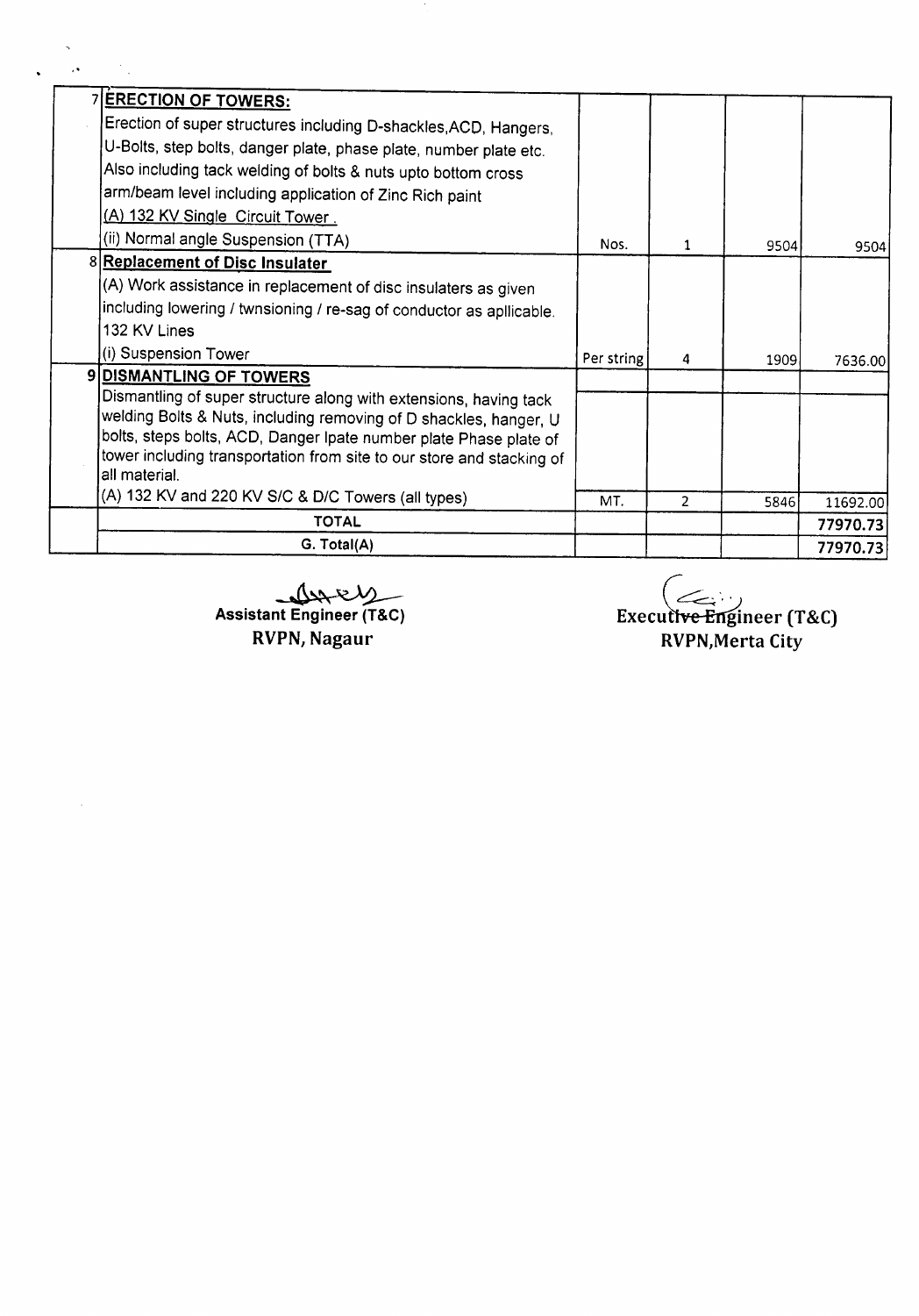| | | | | | |
|---|---|---|---|---|---|
| 7 | **ERECTION OF TOWERS:** | | | | |
| | Erection of super structures including D-shackles,ACD, Hangers, U-Bolts, step bolts, danger plate, phase plate, number plate etc. Also including tack welding of bolts & nuts upto bottom cross arm/beam level including application of Zinc Rich paint | | | | |
| | (A) 132 KV Single Circuit Tower . | | | | |
| | (ii) Normal angle Suspension (TTA) | Nos. | 1 | 9504 | 9504 |
| 8 | **Replacement of Disc Insulater** | | | | |
| | (A) Work assistance in replacement of disc insulaters as given including lowering / twnsioning / re-sag of conductor as apllicable. 132 KV Lines | | | | |
| | (i) Suspension Tower | Per string | 4 | 1909 | 7636.00 |
| 9 | **DISMANTLING OF TOWERS** | | | | |
| | Dismantling of super structure along with extensions, having tack welding Bolts & Nuts, including removing of D shackles, hanger, U bolts, steps bolts, ACD, Danger lpate number plate Phase plate of tower including transportation from site to our store and stacking of all material. | | | | |
| | (A) 132 KV and 220 KV S/C & D/C Towers (all types) | MT. | 2 | 5846 | 11692.00 |
| | **TOTAL** | | | | **77970.73** |
| | G. Total(A) | | | | **77970.73** |

**Assistant Engineer (T&C)**
**RVPN, Nagaur**

**Executive Engineer (T&C)**
**RVPN,Merta City**